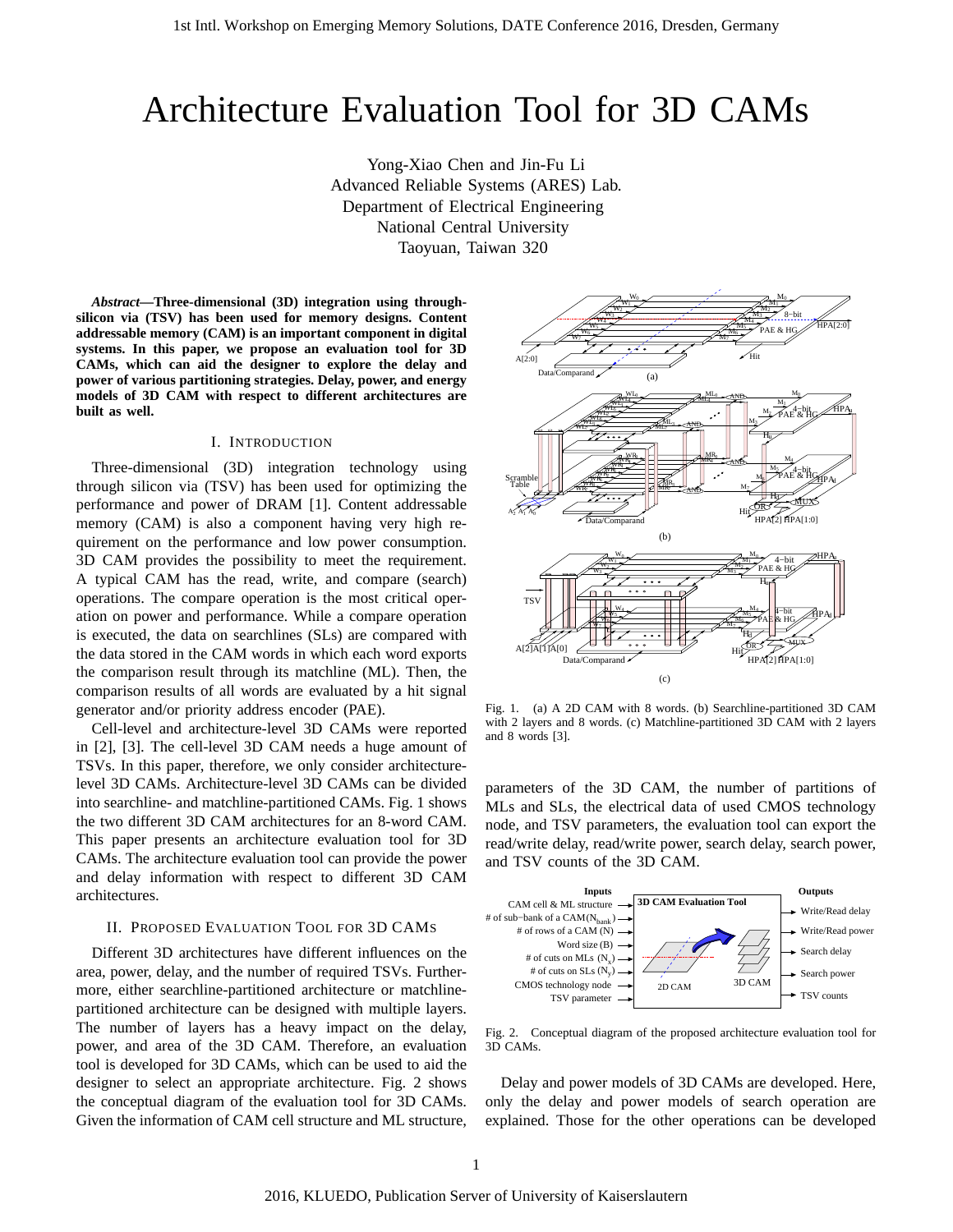# Architecture Evaluation Tool for 3D CAMs

Yong-Xiao Chen and Jin-Fu Li
Advanced Reliable Systems (ARES) Lab.
Department of Electrical Engineering
National Central University
Taoyuan, Taiwan 320

***Abstract*—Three-dimensional (3D) integration using through-silicon via (TSV) has been used for memory designs. Content addressable memory (CAM) is an important component in digital systems. In this paper, we propose an evaluation tool for 3D CAMs, which can aid the designer to explore the delay and power of various partitioning strategies. Delay, power, and energy models of 3D CAM with respect to different architectures are built as well.**

## I. Introduction

Three-dimensional (3D) integration technology using through silicon via (TSV) has been used for optimizing the performance and power of DRAM [1]. Content addressable memory (CAM) is also a component having very high requirement on the performance and low power consumption. 3D CAM provides the possibility to meet the requirement. A typical CAM has the read, write, and compare (search) operations. The compare operation is the most critical operation on power and performance. While a compare operation is executed, the data on searchlines (SLs) are compared with the data stored in the CAM words in which each word exports the comparison result through its matchline (ML). Then, the comparison results of all words are evaluated by a hit signal generator and/or priority address encoder (PAE).

Cell-level and architecture-level 3D CAMs were reported in [2], [3]. The cell-level 3D CAM needs a huge amount of TSVs. In this paper, therefore, we only consider architecture-level 3D CAMs. Architecture-level 3D CAMs can be divided into searchline- and matchline-partitioned CAMs. Fig. 1 shows the two different 3D CAM architectures for an 8-word CAM. This paper presents an architecture evaluation tool for 3D CAMs. The architecture evaluation tool can provide the power and delay information with respect to different 3D CAM architectures.

Fig. 1. (a) A 2D CAM with 8 words. (b) Searchline-partitioned 3D CAM with 2 layers and 8 words. (c) Matchline-partitioned 3D CAM with 2 layers and 8 words [3].

## II. Proposed Evaluation Tool for 3D CAMs

Different 3D architectures have different influences on the area, power, delay, and the number of required TSVs. Furthermore, either searchline-partitioned architecture or matchline-partitioned architecture can be designed with multiple layers. The number of layers has a heavy impact on the delay, power, and area of the 3D CAM. Therefore, an evaluation tool is developed for 3D CAMs, which can be used to aid the designer to select an appropriate architecture. Fig. 2 shows the conceptual diagram of the evaluation tool for 3D CAMs. Given the information of CAM cell structure and ML structure, parameters of the 3D CAM, the number of partitions of MLs and SLs, the electrical data of used CMOS technology node, and TSV parameters, the evaluation tool can export the read/write delay, read/write power, search delay, search power, and TSV counts of the 3D CAM.

Fig. 2. Conceptual diagram of the proposed architecture evaluation tool for 3D CAMs.

Delay and power models of 3D CAMs are developed. Here, only the delay and power models of search operation are explained. Those for the other operations can be developed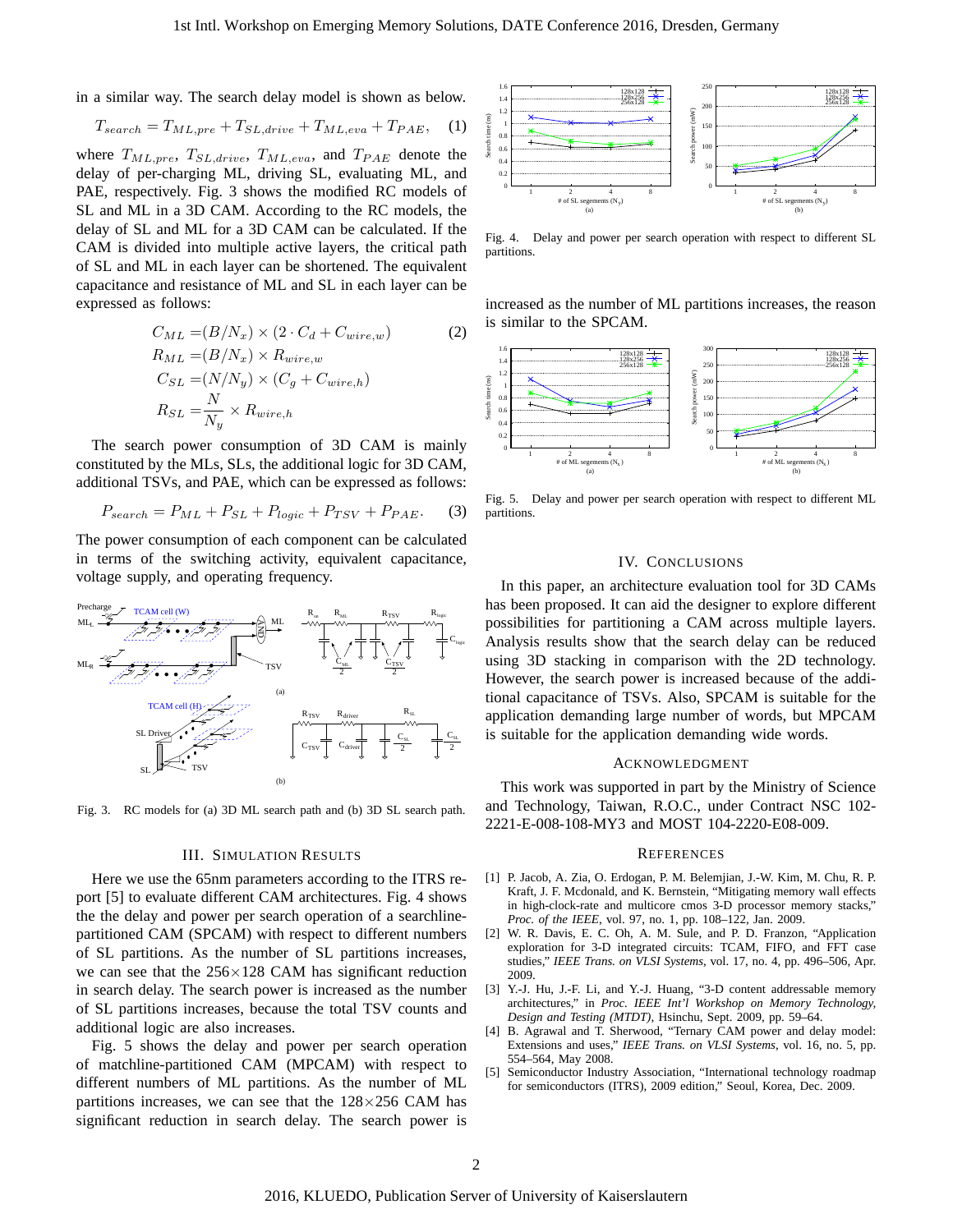in a similar way. The search delay model is shown as below.

$$T_{search} = T_{ML,pre} + T_{SL,drive} + T_{ML,eva} + T_{PAE}, \quad (1)$$

where $T_{ML,pre}$, $T_{SL,drive}$, $T_{ML,eva}$, and $T_{PAE}$ denote the delay of per-charging ML, driving SL, evaluating ML, and PAE, respectively. Fig. 3 shows the modified RC models of SL and ML in a 3D CAM. According to the RC models, the delay of SL and ML for a 3D CAM can be calculated. If the CAM is divided into multiple active layers, the critical path of SL and ML in each layer can be shortened. The equivalent capacitance and resistance of ML and SL in each layer can be expressed as follows:

$$\begin{aligned} C_{ML} &= (B/N_x) \times (2 \cdot C_d + C_{wire,w}) \\ R_{ML} &= (B/N_x) \times R_{wire,w} \\ C_{SL} &= (N/N_y) \times (C_g + C_{wire,h}) \\ R_{SL} &= \frac{N}{N_y} \times R_{wire,h} \end{aligned} \quad (2)$$

The search power consumption of 3D CAM is mainly constituted by the MLs, SLs, the additional logic for 3D CAM, additional TSVs, and PAE, which can be expressed as follows:

$$P_{search} = P_{ML} + P_{SL} + P_{logic} + P_{TSV} + P_{PAE}. \quad (3)$$

The power consumption of each component can be calculated in terms of the switching activity, equivalent capacitance, voltage supply, and operating frequency.

Precharge
TCAM cell (W)
$ML_L$
AND
ML
$ML_R$
TSV
$R_{on}$ $R_{ML}$ $R_{TSV}$ $R_{logic}$
$C_{logic}$
$\frac{C_{ML}}{2}$ $\frac{C_{TSV}}{2}$
(a)
TCAM cell (H)
SL Driver
SL
TSV
$R_{TSV}$ $R_{driver}$ $R_{SL}$
$C_{TSV}$ $C_{driver}$ $\frac{C_{SL}}{2}$ $\frac{C_{SL}}{2}$
(b)

Fig. 3. RC models for (a) 3D ML search path and (b) 3D SL search path.

## III. Simulation Results

Here we use the 65nm parameters according to the ITRS report [5] to evaluate different CAM architectures. Fig. 4 shows the the delay and power per search operation of a searchline-partitioned CAM (SPCAM) with respect to different numbers of SL partitions. As the number of SL partitions increases, we can see that the 256×128 CAM has significant reduction in search delay. The search power is increased as the number of SL partitions increases, because the total TSV counts and additional logic are also increases.

Fig. 5 shows the delay and power per search operation of matchline-partitioned CAM (MPCAM) with respect to different numbers of ML partitions. As the number of ML partitions increases, we can see that the 128×256 CAM has significant reduction in search delay. The search power is increased as the number of ML partitions increases, the reason is similar to the SPCAM.

Search time (ns)
1.6
1.4
1.2
1
0.8
0.6
0.4
0.2
0
1 2 4 8
# of SL segements ($N_y$)
(a)
128x128
128x256
256x128
Search power (mW)
250
200
150
100
50
0
1 2 4 8
# of SL segements ($N_y$)
(b)

Fig. 4. Delay and power per search operation with respect to different SL partitions.

Search time (ns)
1.6
1.4
1.2
1
0.8
0.6
0.4
0.2
0
1 2 4 8
# of ML segements ($N_x$)
(a)
128x128
128x256
256x128
Search power (mW)
300
250
200
150
100
50
0
1 2 4 8
# of ML segements ($N_x$)
(b)

Fig. 5. Delay and power per search operation with respect to different ML partitions.

## IV. Conclusions

In this paper, an architecture evaluation tool for 3D CAMs has been proposed. It can aid the designer to explore different possibilities for partitioning a CAM across multiple layers. Analysis results show that the search delay can be reduced using 3D stacking in comparison with the 2D technology. However, the search power is increased because of the additional capacitance of TSVs. Also, SPCAM is suitable for the application demanding large number of words, but MPCAM is suitable for the application demanding wide words.

## Acknowledgment

This work was supported in part by the Ministry of Science and Technology, Taiwan, R.O.C., under Contract NSC 102-2221-E-008-108-MY3 and MOST 104-2220-E08-009.

## References

[1] P. Jacob, A. Zia, O. Erdogan, P. M. Belemjian, J.-W. Kim, M. Chu, R. P. Kraft, J. F. Mcdonald, and K. Bernstein, "Mitigating memory wall effects in high-clock-rate and multicore cmos 3-D processor memory stacks," *Proc. of the IEEE*, vol. 97, no. 1, pp. 108–122, Jan. 2009.

[2] W. R. Davis, E. C. Oh, A. M. Sule, and P. D. Franzon, "Application exploration for 3-D integrated circuits: TCAM, FIFO, and FFT case studies," *IEEE Trans. on VLSI Systems*, vol. 17, no. 4, pp. 496–506, Apr. 2009.

[3] Y.-J. Hu, J.-F. Li, and Y.-J. Huang, "3-D content addressable memory architectures," in *Proc. IEEE Int'l Workshop on Memory Technology, Design and Testing (MTDT)*, Hsinchu, Sept. 2009, pp. 59–64.

[4] B. Agrawal and T. Sherwood, "Ternary CAM power and delay model: Extensions and uses," *IEEE Trans. on VLSI Systems*, vol. 16, no. 5, pp. 554–564, May 2008.

[5] Semiconductor Industry Association, "International technology roadmap for semiconductors (ITRS), 2009 edition," Seoul, Korea, Dec. 2009.